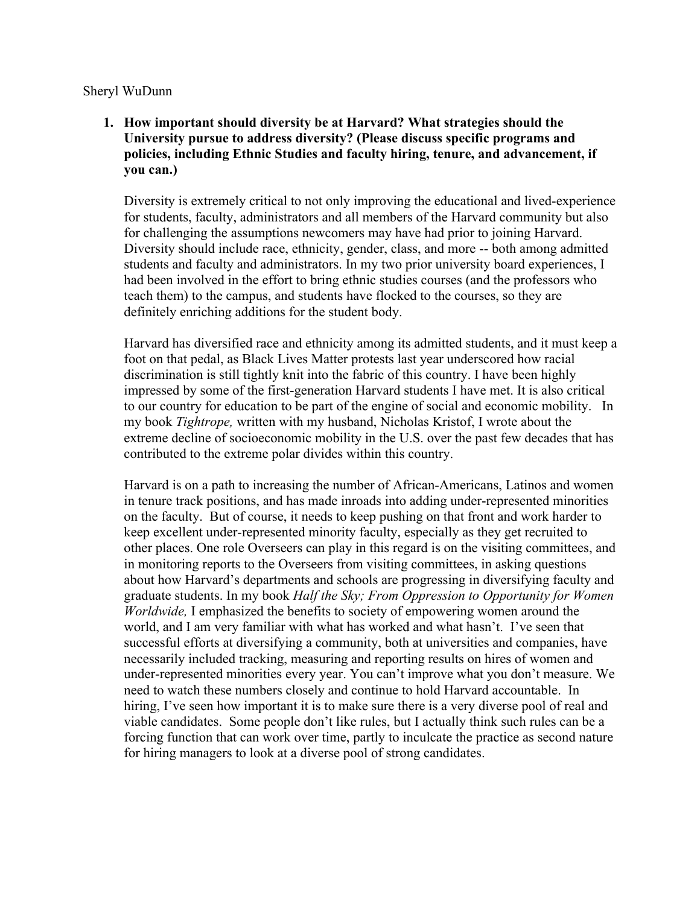Sheryl WuDunn

1. **How important should diversity be at Harvard? What strategies should the University pursue to address diversity? (Please discuss specific programs and policies, including Ethnic Studies and faculty hiring, tenure, and advancement, if you can.)**

   Diversity is extremely critical to not only improving the educational and lived-experience for students, faculty, administrators and all members of the Harvard community but also for challenging the assumptions newcomers may have had prior to joining Harvard. Diversity should include race, ethnicity, gender, class, and more -- both among admitted students and faculty and administrators. In my two prior university board experiences, I had been involved in the effort to bring ethnic studies courses (and the professors who teach them) to the campus, and students have flocked to the courses, so they are definitely enriching additions for the student body.

   Harvard has diversified race and ethnicity among its admitted students, and it must keep a foot on that pedal, as Black Lives Matter protests last year underscored how racial discrimination is still tightly knit into the fabric of this country. I have been highly impressed by some of the first-generation Harvard students I have met. It is also critical to our country for education to be part of the engine of social and economic mobility. In my book *Tightrope,* written with my husband, Nicholas Kristof, I wrote about the extreme decline of socioeconomic mobility in the U.S. over the past few decades that has contributed to the extreme polar divides within this country.

   Harvard is on a path to increasing the number of African-Americans, Latinos and women in tenure track positions, and has made inroads into adding under-represented minorities on the faculty. But of course, it needs to keep pushing on that front and work harder to keep excellent under-represented minority faculty, especially as they get recruited to other places. One role Overseers can play in this regard is on the visiting committees, and in monitoring reports to the Overseers from visiting committees, in asking questions about how Harvard's departments and schools are progressing in diversifying faculty and graduate students. In my book *Half the Sky; From Oppression to Opportunity for Women Worldwide,* I emphasized the benefits to society of empowering women around the world, and I am very familiar with what has worked and what hasn't. I've seen that successful efforts at diversifying a community, both at universities and companies, have necessarily included tracking, measuring and reporting results on hires of women and under-represented minorities every year. You can't improve what you don't measure. We need to watch these numbers closely and continue to hold Harvard accountable. In hiring, I've seen how important it is to make sure there is a very diverse pool of real and viable candidates. Some people don't like rules, but I actually think such rules can be a forcing function that can work over time, partly to inculcate the practice as second nature for hiring managers to look at a diverse pool of strong candidates.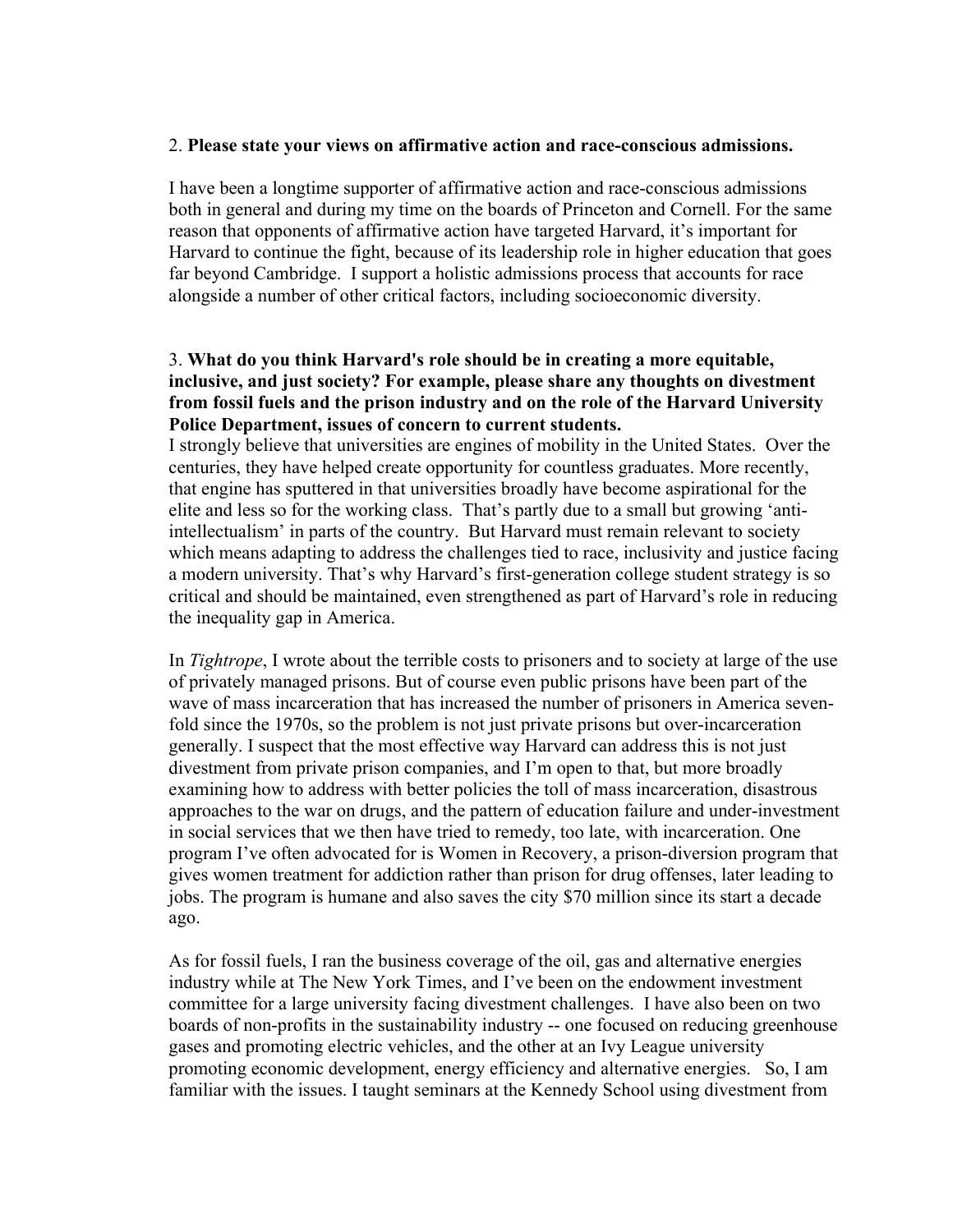2. **Please state your views on affirmative action and race-conscious admissions.**

I have been a longtime supporter of affirmative action and race-conscious admissions both in general and during my time on the boards of Princeton and Cornell. For the same reason that opponents of affirmative action have targeted Harvard, it's important for Harvard to continue the fight, because of its leadership role in higher education that goes far beyond Cambridge. I support a holistic admissions process that accounts for race alongside a number of other critical factors, including socioeconomic diversity.

3. **What do you think Harvard's role should be in creating a more equitable, inclusive, and just society? For example, please share any thoughts on divestment from fossil fuels and the prison industry and on the role of the Harvard University Police Department, issues of concern to current students.**

I strongly believe that universities are engines of mobility in the United States. Over the centuries, they have helped create opportunity for countless graduates. More recently, that engine has sputtered in that universities broadly have become aspirational for the elite and less so for the working class. That's partly due to a small but growing 'anti-intellectualism' in parts of the country. But Harvard must remain relevant to society which means adapting to address the challenges tied to race, inclusivity and justice facing a modern university. That's why Harvard's first-generation college student strategy is so critical and should be maintained, even strengthened as part of Harvard's role in reducing the inequality gap in America.

In *Tightrope*, I wrote about the terrible costs to prisoners and to society at large of the use of privately managed prisons. But of course even public prisons have been part of the wave of mass incarceration that has increased the number of prisoners in America seven-fold since the 1970s, so the problem is not just private prisons but over-incarceration generally. I suspect that the most effective way Harvard can address this is not just divestment from private prison companies, and I'm open to that, but more broadly examining how to address with better policies the toll of mass incarceration, disastrous approaches to the war on drugs, and the pattern of education failure and under-investment in social services that we then have tried to remedy, too late, with incarceration. One program I've often advocated for is Women in Recovery, a prison-diversion program that gives women treatment for addiction rather than prison for drug offenses, later leading to jobs. The program is humane and also saves the city $70 million since its start a decade ago.

As for fossil fuels, I ran the business coverage of the oil, gas and alternative energies industry while at The New York Times, and I've been on the endowment investment committee for a large university facing divestment challenges. I have also been on two boards of non-profits in the sustainability industry -- one focused on reducing greenhouse gases and promoting electric vehicles, and the other at an Ivy League university promoting economic development, energy efficiency and alternative energies. So, I am familiar with the issues. I taught seminars at the Kennedy School using divestment from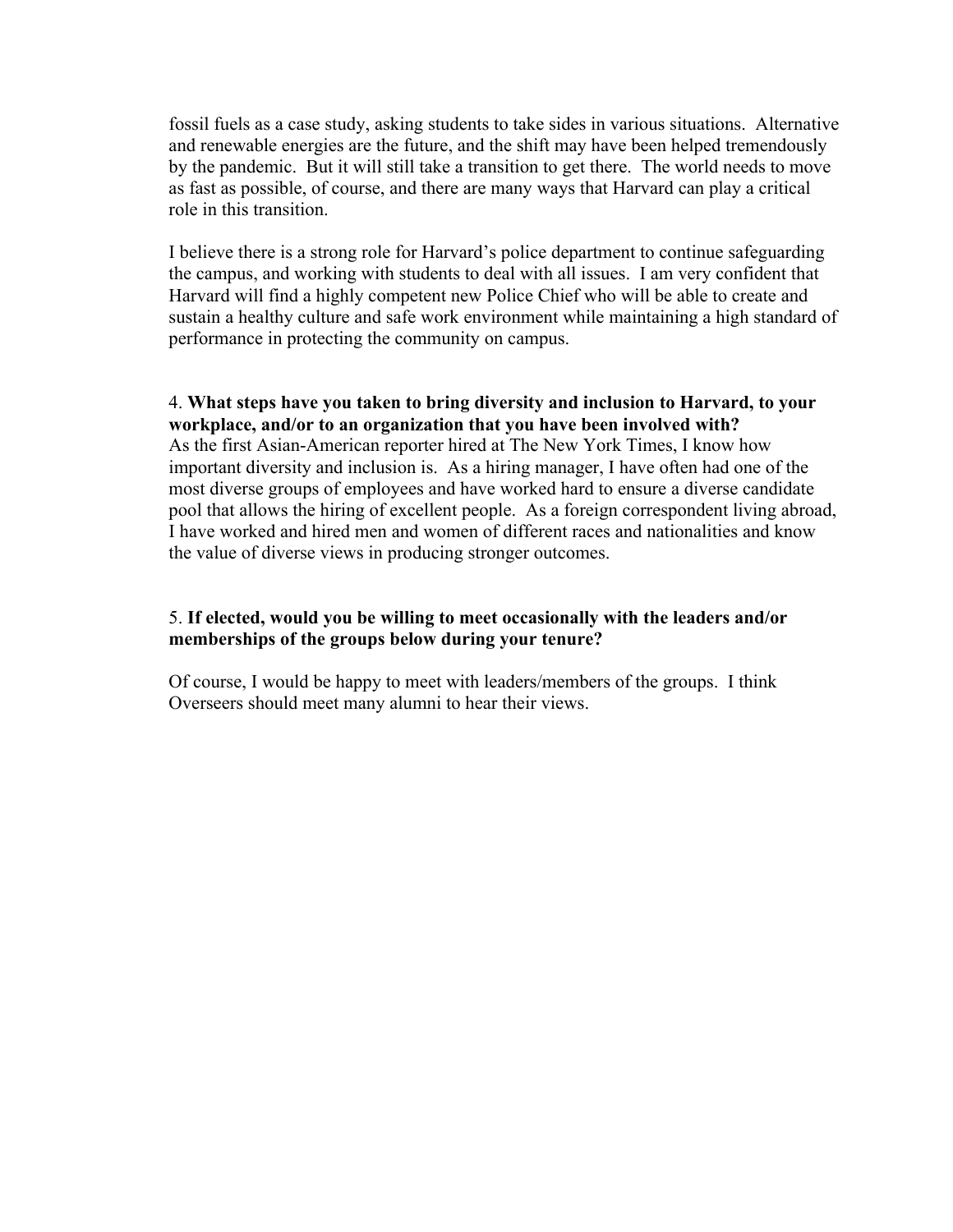fossil fuels as a case study, asking students to take sides in various situations. Alternative and renewable energies are the future, and the shift may have been helped tremendously by the pandemic. But it will still take a transition to get there. The world needs to move as fast as possible, of course, and there are many ways that Harvard can play a critical role in this transition.

I believe there is a strong role for Harvard's police department to continue safeguarding the campus, and working with students to deal with all issues. I am very confident that Harvard will find a highly competent new Police Chief who will be able to create and sustain a healthy culture and safe work environment while maintaining a high standard of performance in protecting the community on campus.

4. **What steps have you taken to bring diversity and inclusion to Harvard, to your workplace, and/or to an organization that you have been involved with?**
As the first Asian-American reporter hired at The New York Times, I know how important diversity and inclusion is. As a hiring manager, I have often had one of the most diverse groups of employees and have worked hard to ensure a diverse candidate pool that allows the hiring of excellent people. As a foreign correspondent living abroad, I have worked and hired men and women of different races and nationalities and know the value of diverse views in producing stronger outcomes.

5. **If elected, would you be willing to meet occasionally with the leaders and/or memberships of the groups below during your tenure?**

Of course, I would be happy to meet with leaders/members of the groups. I think Overseers should meet many alumni to hear their views.